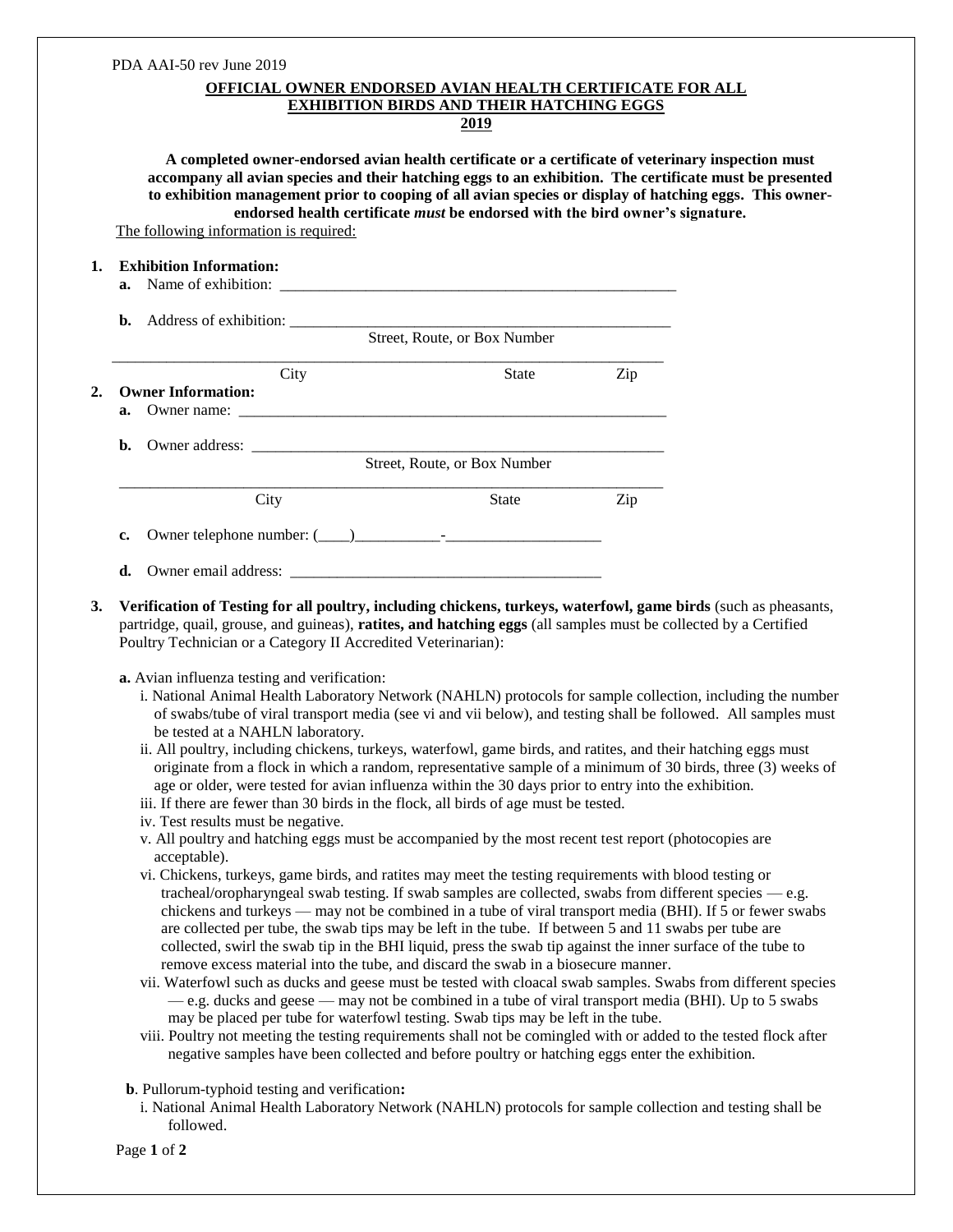PDA AAI-50 rev June 2019

# OFFICIAL OWNER ENDORSED AVIAN HEALTH CERTIFICATE FOR ALL EXHIBITION BIRDS AND THEIR HATCHING EGGS 2019

**A completed owner-endorsed avian health certificate or a certificate of veterinary inspection must accompany all avian species and their hatching eggs to an exhibition. The certificate must be presented to exhibition management prior to cooping of all avian species or display of hatching eggs. This owner-endorsed health certificate *must* be endorsed with the bird owner's signature.**

The following information is required:

1. **Exhibition Information:**
   - **a.** Name of exhibition: ____________________________________________________
   - **b.** Address of exhibition: _______________________________________________
     Street, Route, or Box Number
     _________________________________________________________________________
     City State Zip

2. **Owner Information:**
   - **a.** Owner name: ________________________________________________________
   - **b.** Owner address: ______________________________________________________
     Street, Route, or Box Number
     _________________________________________________________________________
     City State Zip
   - **c.** Owner telephone number: (____)___________-____________________
   - **d.** Owner email address: _________________________________________

3. **Verification of Testing for all poultry, including chickens, turkeys, waterfowl, game birds** (such as pheasants, partridge, quail, grouse, and guineas), **ratites, and hatching eggs** (all samples must be collected by a Certified Poultry Technician or a Category II Accredited Veterinarian):

   **a.** Avian influenza testing and verification:

   i. National Animal Health Laboratory Network (NAHLN) protocols for sample collection, including the number of swabs/tube of viral transport media (see vi and vii below), and testing shall be followed. All samples must be tested at a NAHLN laboratory.

   ii. All poultry, including chickens, turkeys, waterfowl, game birds, and ratites, and their hatching eggs must originate from a flock in which a random, representative sample of a minimum of 30 birds, three (3) weeks of age or older, were tested for avian influenza within the 30 days prior to entry into the exhibition.

   iii. If there are fewer than 30 birds in the flock, all birds of age must be tested.

   iv. Test results must be negative.

   v. All poultry and hatching eggs must be accompanied by the most recent test report (photocopies are acceptable).

   vi. Chickens, turkeys, game birds, and ratites may meet the testing requirements with blood testing or tracheal/oropharyngeal swab testing. If swab samples are collected, swabs from different species — e.g. chickens and turkeys — may not be combined in a tube of viral transport media (BHI). If 5 or fewer swabs are collected per tube, the swab tips may be left in the tube. If between 5 and 11 swabs per tube are collected, swirl the swab tip in the BHI liquid, press the swab tip against the inner surface of the tube to remove excess material into the tube, and discard the swab in a biosecure manner.

   vii. Waterfowl such as ducks and geese must be tested with cloacal swab samples. Swabs from different species — e.g. ducks and geese — may not be combined in a tube of viral transport media (BHI). Up to 5 swabs may be placed per tube for waterfowl testing. Swab tips may be left in the tube.

   viii. Poultry not meeting the testing requirements shall not be comingled with or added to the tested flock after negative samples have been collected and before poultry or hatching eggs enter the exhibition.

   **b**. Pullorum-typhoid testing and verification**:**

   i. National Animal Health Laboratory Network (NAHLN) protocols for sample collection and testing shall be followed.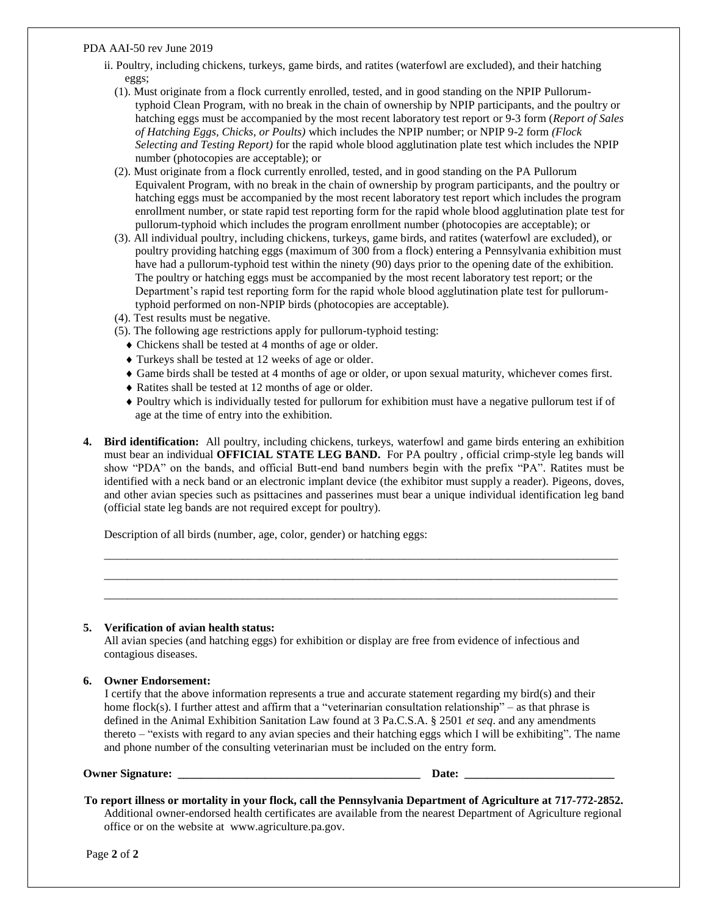ii. Poultry, including chickens, turkeys, game birds, and ratites (waterfowl are excluded), and their hatching eggs;

(1). Must originate from a flock currently enrolled, tested, and in good standing on the NPIP Pullorum-typhoid Clean Program, with no break in the chain of ownership by NPIP participants, and the poultry or hatching eggs must be accompanied by the most recent laboratory test report or 9-3 form (*Report of Sales of Hatching Eggs, Chicks, or Poults)* which includes the NPIP number; or NPIP 9-2 form *(Flock Selecting and Testing Report)* for the rapid whole blood agglutination plate test which includes the NPIP number (photocopies are acceptable); or

(2). Must originate from a flock currently enrolled, tested, and in good standing on the PA Pullorum Equivalent Program, with no break in the chain of ownership by program participants, and the poultry or hatching eggs must be accompanied by the most recent laboratory test report which includes the program enrollment number, or state rapid test reporting form for the rapid whole blood agglutination plate test for pullorum-typhoid which includes the program enrollment number (photocopies are acceptable); or

(3). All individual poultry, including chickens, turkeys, game birds, and ratites (waterfowl are excluded), or poultry providing hatching eggs (maximum of 300 from a flock) entering a Pennsylvania exhibition must have had a pullorum-typhoid test within the ninety (90) days prior to the opening date of the exhibition. The poultry or hatching eggs must be accompanied by the most recent laboratory test report; or the Department's rapid test reporting form for the rapid whole blood agglutination plate test for pullorum-typhoid performed on non-NPIP birds (photocopies are acceptable).

(4). Test results must be negative.

(5). The following age restrictions apply for pullorum-typhoid testing:

- Chickens shall be tested at 4 months of age or older.
- Turkeys shall be tested at 12 weeks of age or older.
- Game birds shall be tested at 4 months of age or older, or upon sexual maturity, whichever comes first.
- Ratites shall be tested at 12 months of age or older.
- Poultry which is individually tested for pullorum for exhibition must have a negative pullorum test if of age at the time of entry into the exhibition.

**4. Bird identification:** All poultry, including chickens, turkeys, waterfowl and game birds entering an exhibition must bear an individual **OFFICIAL STATE LEG BAND.** For PA poultry , official crimp-style leg bands will show "PDA" on the bands, and official Butt-end band numbers begin with the prefix "PA". Ratites must be identified with a neck band or an electronic implant device (the exhibitor must supply a reader). Pigeons, doves, and other avian species such as psittacines and passerines must bear a unique individual identification leg band (official state leg bands are not required except for poultry).

Description of all birds (number, age, color, gender) or hatching eggs:

______________________________________________________________________________________

______________________________________________________________________________________

______________________________________________________________________________________

**5. Verification of avian health status:**

All avian species (and hatching eggs) for exhibition or display are free from evidence of infectious and contagious diseases.

**6. Owner Endorsement:**

I certify that the above information represents a true and accurate statement regarding my bird(s) and their home flock(s). I further attest and affirm that a "veterinarian consultation relationship" – as that phrase is defined in the Animal Exhibition Sanitation Law found at 3 Pa.C.S.A. § 2501 *et seq*. and any amendments thereto – "exists with regard to any avian species and their hatching eggs which I will be exhibiting". The name and phone number of the consulting veterinarian must be included on the entry form.

**Owner Signature: ____________________________________________ Date: __________________________**

**To report illness or mortality in your flock, call the Pennsylvania Department of Agriculture at 717-772-2852.** Additional owner-endorsed health certificates are available from the nearest Department of Agriculture regional office or on the website at www.agriculture.pa.gov.